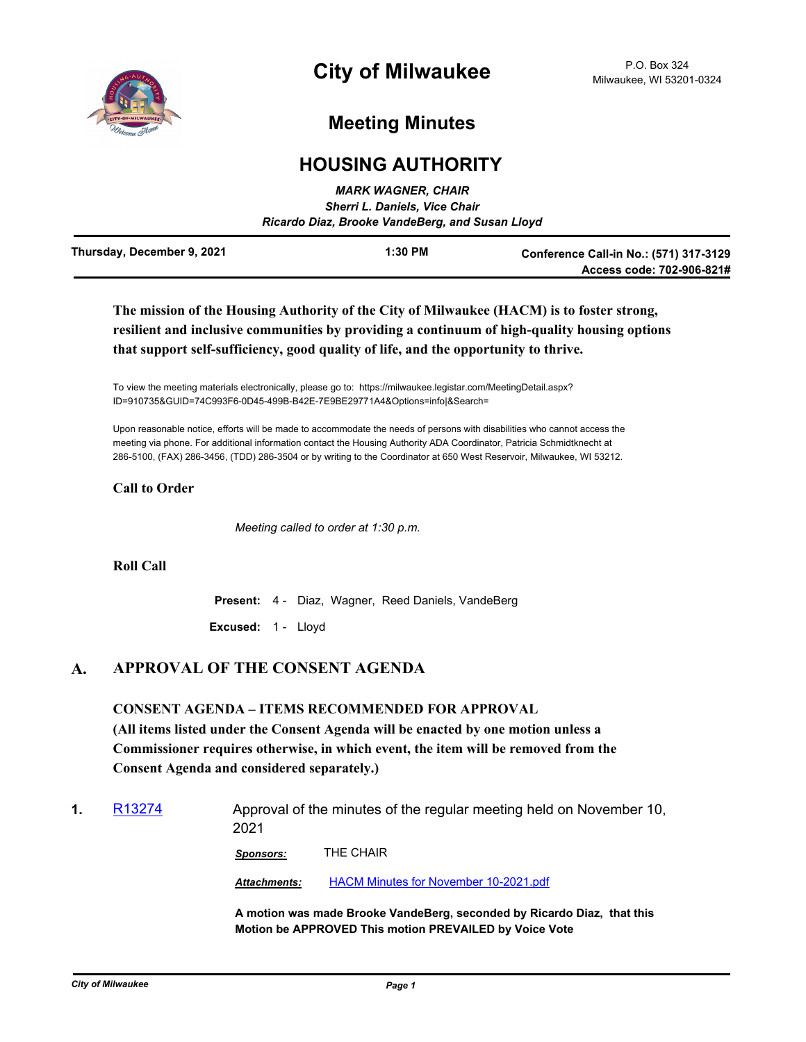# City of Milwaukee

P.O. Box 324
Milwaukee, WI 53201-0324

## Meeting Minutes

## HOUSING AUTHORITY

*MARK WAGNER, CHAIR*
*Sherri L. Daniels, Vice Chair*
*Ricardo Diaz, Brooke VandeBerg, and Susan Lloyd*

**Thursday, December 9, 2021** | **1:30 PM** | **Conference Call-in No.: (571) 317-3129 Access code: 702-906-821#**

**The mission of the Housing Authority of the City of Milwaukee (HACM) is to foster strong, resilient and inclusive communities by providing a continuum of high-quality housing options that support self-sufficiency, good quality of life, and the opportunity to thrive.**

To view the meeting materials electronically, please go to: https://milwaukee.legistar.com/MeetingDetail.aspx?ID=910735&GUID=74C993F6-0D45-499B-B42E-7E9BE29771A4&Options=info|&Search=

Upon reasonable notice, efforts will be made to accommodate the needs of persons with disabilities who cannot access the meeting via phone. For additional information contact the Housing Authority ADA Coordinator, Patricia Schmidtknecht at 286-5100, (FAX) 286-3456, (TDD) 286-3504 or by writing to the Coordinator at 650 West Reservoir, Milwaukee, WI 53212.

### Call to Order

*Meeting called to order at 1:30 p.m.*

### Roll Call

**Present:** 4 - Diaz, Wagner, Reed Daniels, VandeBerg

**Excused:** 1 - Lloyd

## A. APPROVAL OF THE CONSENT AGENDA

**CONSENT AGENDA – ITEMS RECOMMENDED FOR APPROVAL**
**(All items listed under the Consent Agenda will be enacted by one motion unless a Commissioner requires otherwise, in which event, the item will be removed from the Consent Agenda and considered separately.)**

**1.** R13274 — Approval of the minutes of the regular meeting held on November 10, 2021

***Sponsors:*** THE CHAIR

***Attachments:*** HACM Minutes for November 10-2021.pdf

**A motion was made Brooke VandeBerg, seconded by Ricardo Diaz, that this Motion be APPROVED This motion PREVAILED by Voice Vote**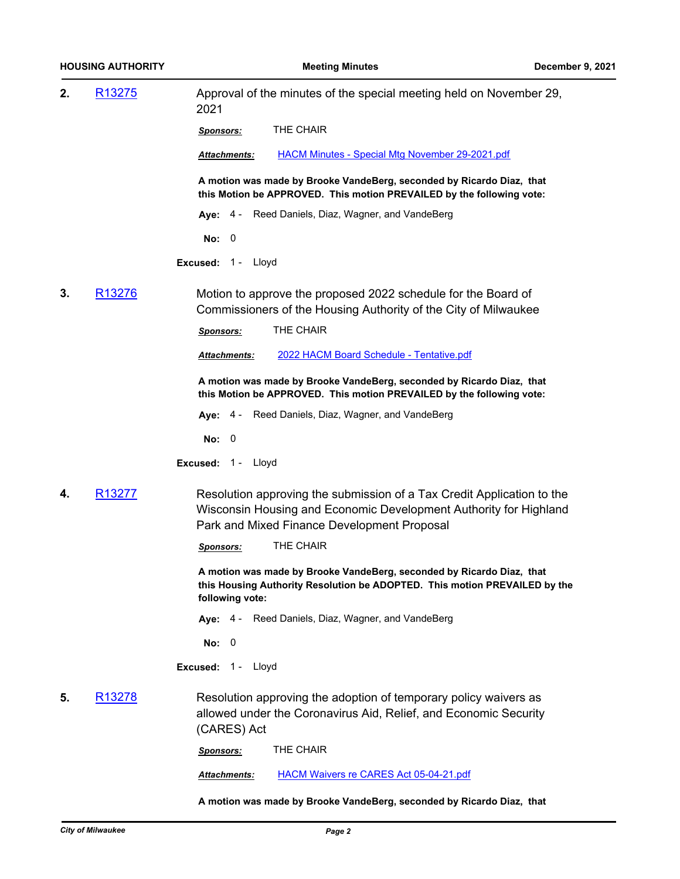**2.** R13275 Approval of the minutes of the special meeting held on November 29, 2021

***Sponsors:*** THE CHAIR

***Attachments:*** HACM Minutes - Special Mtg November 29-2021.pdf

**A motion was made by Brooke VandeBerg, seconded by Ricardo Diaz, that this Motion be APPROVED. This motion PREVAILED by the following vote:**

**Aye:** 4 - Reed Daniels, Diaz, Wagner, and VandeBerg

**No:** 0

**Excused:** 1 - Lloyd

**3.** R13276 Motion to approve the proposed 2022 schedule for the Board of Commissioners of the Housing Authority of the City of Milwaukee

***Sponsors:*** THE CHAIR

***Attachments:*** 2022 HACM Board Schedule - Tentative.pdf

**A motion was made by Brooke VandeBerg, seconded by Ricardo Diaz, that this Motion be APPROVED. This motion PREVAILED by the following vote:**

**Aye:** 4 - Reed Daniels, Diaz, Wagner, and VandeBerg

**No:** 0

**Excused:** 1 - Lloyd

**4.** R13277 Resolution approving the submission of a Tax Credit Application to the Wisconsin Housing and Economic Development Authority for Highland Park and Mixed Finance Development Proposal

***Sponsors:*** THE CHAIR

**A motion was made by Brooke VandeBerg, seconded by Ricardo Diaz, that this Housing Authority Resolution be ADOPTED. This motion PREVAILED by the following vote:**

**Aye:** 4 - Reed Daniels, Diaz, Wagner, and VandeBerg

**No:** 0

**Excused:** 1 - Lloyd

**5.** R13278 Resolution approving the adoption of temporary policy waivers as allowed under the Coronavirus Aid, Relief, and Economic Security (CARES) Act

***Sponsors:*** THE CHAIR

***Attachments:*** HACM Waivers re CARES Act 05-04-21.pdf

**A motion was made by Brooke VandeBerg, seconded by Ricardo Diaz, that**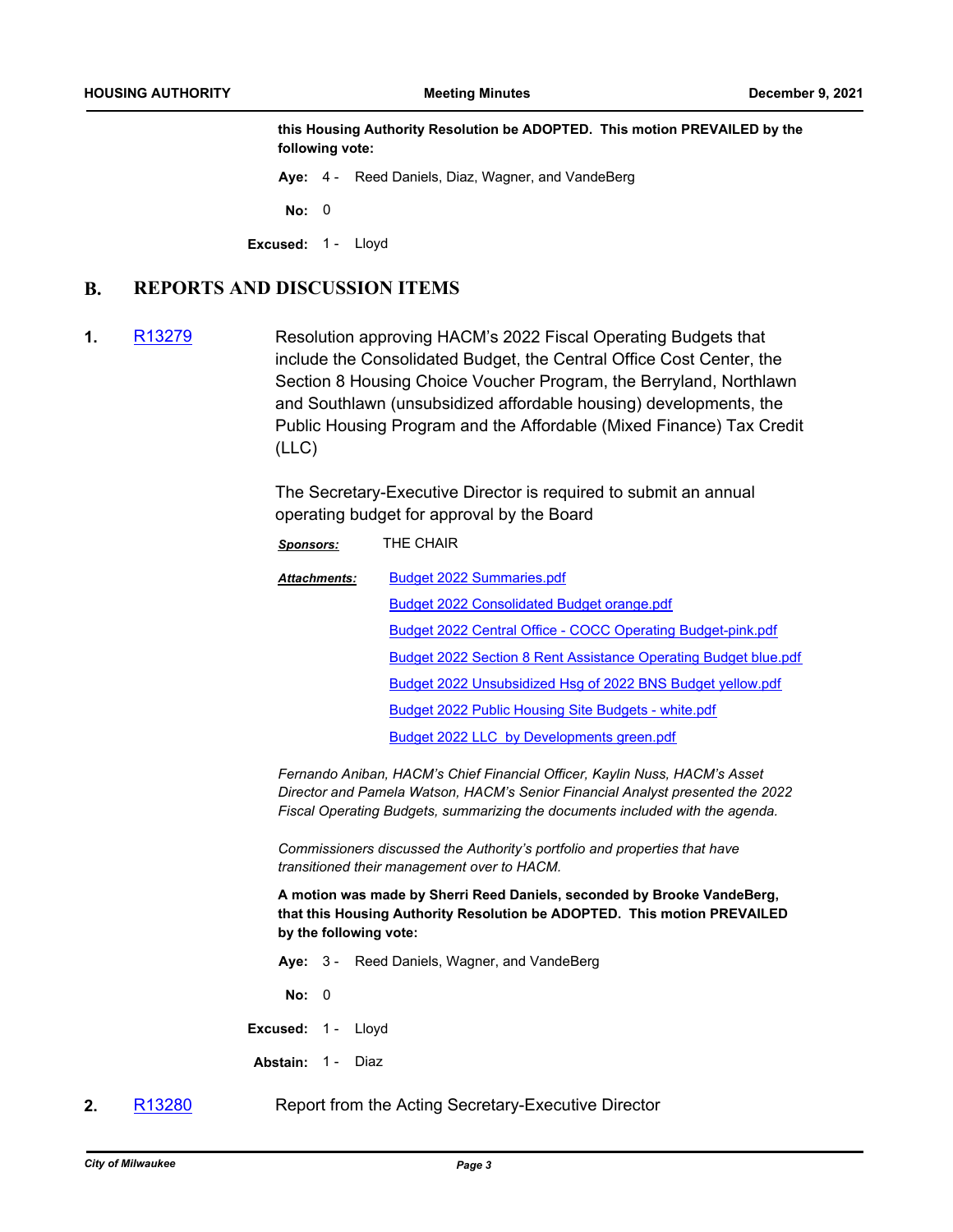this Housing Authority Resolution be ADOPTED. This motion PREVAILED by the following vote:

**Aye:** 4 - Reed Daniels, Diaz, Wagner, and VandeBerg

**No:** 0

**Excused:** 1 - Lloyd

## B. REPORTS AND DISCUSSION ITEMS

**1.** R13279 Resolution approving HACM's 2022 Fiscal Operating Budgets that include the Consolidated Budget, the Central Office Cost Center, the Section 8 Housing Choice Voucher Program, the Berryland, Northlawn and Southlawn (unsubsidized affordable housing) developments, the Public Housing Program and the Affordable (Mixed Finance) Tax Credit (LLC)

The Secretary-Executive Director is required to submit an annual operating budget for approval by the Board

***Sponsors:*** THE CHAIR

***Attachments:***
- Budget 2022 Summaries.pdf
- Budget 2022 Consolidated Budget orange.pdf
- Budget 2022 Central Office - COCC Operating Budget-pink.pdf
- Budget 2022 Section 8 Rent Assistance Operating Budget blue.pdf
- Budget 2022 Unsubsidized Hsg of 2022 BNS Budget yellow.pdf
- Budget 2022 Public Housing Site Budgets - white.pdf
- Budget 2022 LLC by Developments green.pdf

*Fernando Aniban, HACM's Chief Financial Officer, Kaylin Nuss, HACM's Asset Director and Pamela Watson, HACM's Senior Financial Analyst presented the 2022 Fiscal Operating Budgets, summarizing the documents included with the agenda.*

*Commissioners discussed the Authority's portfolio and properties that have transitioned their management over to HACM.*

**A motion was made by Sherri Reed Daniels, seconded by Brooke VandeBerg, that this Housing Authority Resolution be ADOPTED. This motion PREVAILED by the following vote:**

**Aye:** 3 - Reed Daniels, Wagner, and VandeBerg

**No:** 0

**Excused:** 1 - Lloyd

**Abstain:** 1 - Diaz

**2.** R13280 Report from the Acting Secretary-Executive Director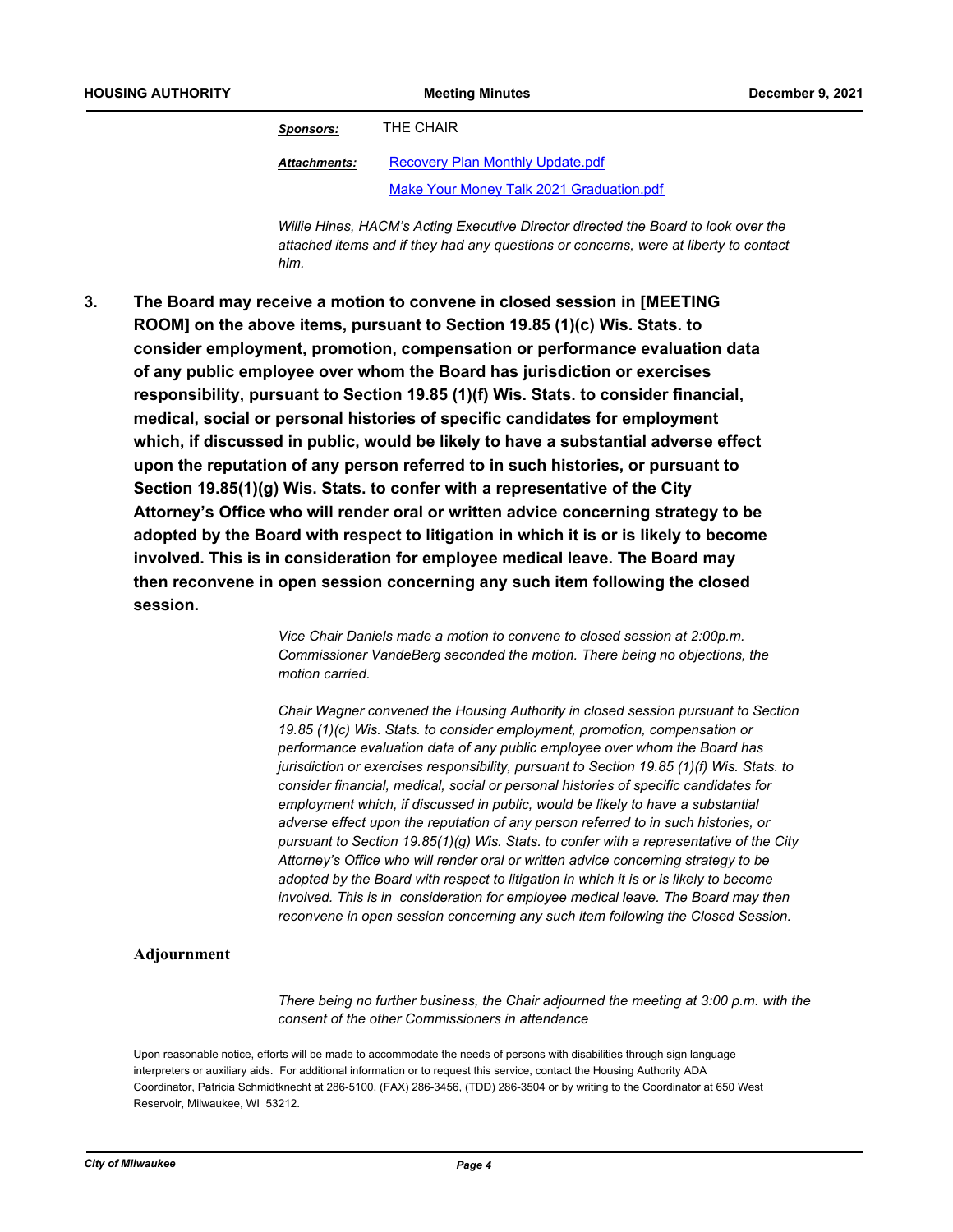**Sponsors:** THE CHAIR

**Attachments:** Recovery Plan Monthly Update.pdf
Make Your Money Talk 2021 Graduation.pdf

*Willie Hines, HACM's Acting Executive Director directed the Board to look over the attached items and if they had any questions or concerns, were at liberty to contact him.*

**3. The Board may receive a motion to convene in closed session in [MEETING ROOM] on the above items, pursuant to Section 19.85 (1)(c) Wis. Stats. to consider employment, promotion, compensation or performance evaluation data of any public employee over whom the Board has jurisdiction or exercises responsibility, pursuant to Section 19.85 (1)(f) Wis. Stats. to consider financial, medical, social or personal histories of specific candidates for employment which, if discussed in public, would be likely to have a substantial adverse effect upon the reputation of any person referred to in such histories, or pursuant to Section 19.85(1)(g) Wis. Stats. to confer with a representative of the City Attorney's Office who will render oral or written advice concerning strategy to be adopted by the Board with respect to litigation in which it is or is likely to become involved. This is in consideration for employee medical leave. The Board may then reconvene in open session concerning any such item following the closed session.**

*Vice Chair Daniels made a motion to convene to closed session at 2:00p.m. Commissioner VandeBerg seconded the motion. There being no objections, the motion carried.*

*Chair Wagner convened the Housing Authority in closed session pursuant to Section 19.85 (1)(c) Wis. Stats. to consider employment, promotion, compensation or performance evaluation data of any public employee over whom the Board has jurisdiction or exercises responsibility, pursuant to Section 19.85 (1)(f) Wis. Stats. to consider financial, medical, social or personal histories of specific candidates for employment which, if discussed in public, would be likely to have a substantial adverse effect upon the reputation of any person referred to in such histories, or pursuant to Section 19.85(1)(g) Wis. Stats. to confer with a representative of the City Attorney's Office who will render oral or written advice concerning strategy to be adopted by the Board with respect to litigation in which it is or is likely to become involved. This is in consideration for employee medical leave. The Board may then reconvene in open session concerning any such item following the Closed Session.*

## Adjournment

*There being no further business, the Chair adjourned the meeting at 3:00 p.m. with the consent of the other Commissioners in attendance*

Upon reasonable notice, efforts will be made to accommodate the needs of persons with disabilities through sign language interpreters or auxiliary aids. For additional information or to request this service, contact the Housing Authority ADA Coordinator, Patricia Schmidtknecht at 286-5100, (FAX) 286-3456, (TDD) 286-3504 or by writing to the Coordinator at 650 West Reservoir, Milwaukee, WI 53212.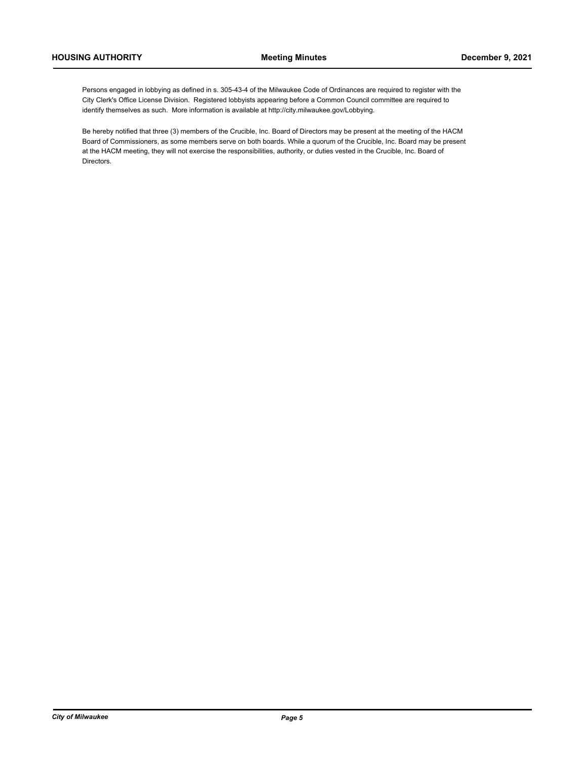Persons engaged in lobbying as defined in s. 305-43-4 of the Milwaukee Code of Ordinances are required to register with the City Clerk's Office License Division. Registered lobbyists appearing before a Common Council committee are required to identify themselves as such. More information is available at http://city.milwaukee.gov/Lobbying.

Be hereby notified that three (3) members of the Crucible, Inc. Board of Directors may be present at the meeting of the HACM Board of Commissioners, as some members serve on both boards. While a quorum of the Crucible, Inc. Board may be present at the HACM meeting, they will not exercise the responsibilities, authority, or duties vested in the Crucible, Inc. Board of Directors.